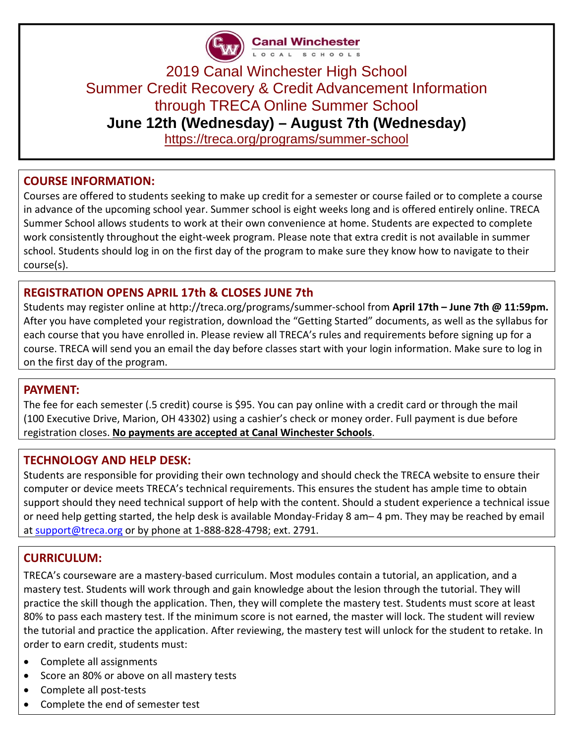Canal Winchester LOCAL SCHOOLS

# 2019 Canal Winchester High School Summer Credit Recovery & Credit Advancement Information through TRECA Online Summer School

## June 12th (Wednesday) – August 7th (Wednesday)

https://treca.org/programs/summer-school

## COURSE INFORMATION:

Courses are offered to students seeking to make up credit for a semester or course failed or to complete a course in advance of the upcoming school year. Summer school is eight weeks long and is offered entirely online. TRECA Summer School allows students to work at their own convenience at home. Students are expected to complete work consistently throughout the eight-week program. Please note that extra credit is not available in summer school. Students should log in on the first day of the program to make sure they know how to navigate to their course(s).

## REGISTRATION OPENS APRIL 17th & CLOSES JUNE 7th

Students may register online at http://treca.org/programs/summer-school from **April 17th – June 7th @ 11:59pm.** After you have completed your registration, download the "Getting Started" documents, as well as the syllabus for each course that you have enrolled in. Please review all TRECA's rules and requirements before signing up for a course. TRECA will send you an email the day before classes start with your login information. Make sure to log in on the first day of the program.

## PAYMENT:

The fee for each semester (.5 credit) course is $95. You can pay online with a credit card or through the mail (100 Executive Drive, Marion, OH 43302) using a cashier's check or money order. Full payment is due before registration closes. **No payments are accepted at Canal Winchester Schools**.

## TECHNOLOGY AND HELP DESK:

Students are responsible for providing their own technology and should check the TRECA website to ensure their computer or device meets TRECA's technical requirements. This ensures the student has ample time to obtain support should they need technical support of help with the content. Should a student experience a technical issue or need help getting started, the help desk is available Monday-Friday 8 am– 4 pm. They may be reached by email at support@treca.org or by phone at 1-888-828-4798; ext. 2791.

## CURRICULUM:

TRECA's courseware are a mastery-based curriculum. Most modules contain a tutorial, an application, and a mastery test. Students will work through and gain knowledge about the lesion through the tutorial. They will practice the skill though the application. Then, they will complete the mastery test. Students must score at least 80% to pass each mastery test. If the minimum score is not earned, the master will lock. The student will review the tutorial and practice the application. After reviewing, the mastery test will unlock for the student to retake. In order to earn credit, students must:

- Complete all assignments
- Score an 80% or above on all mastery tests
- Complete all post-tests
- Complete the end of semester test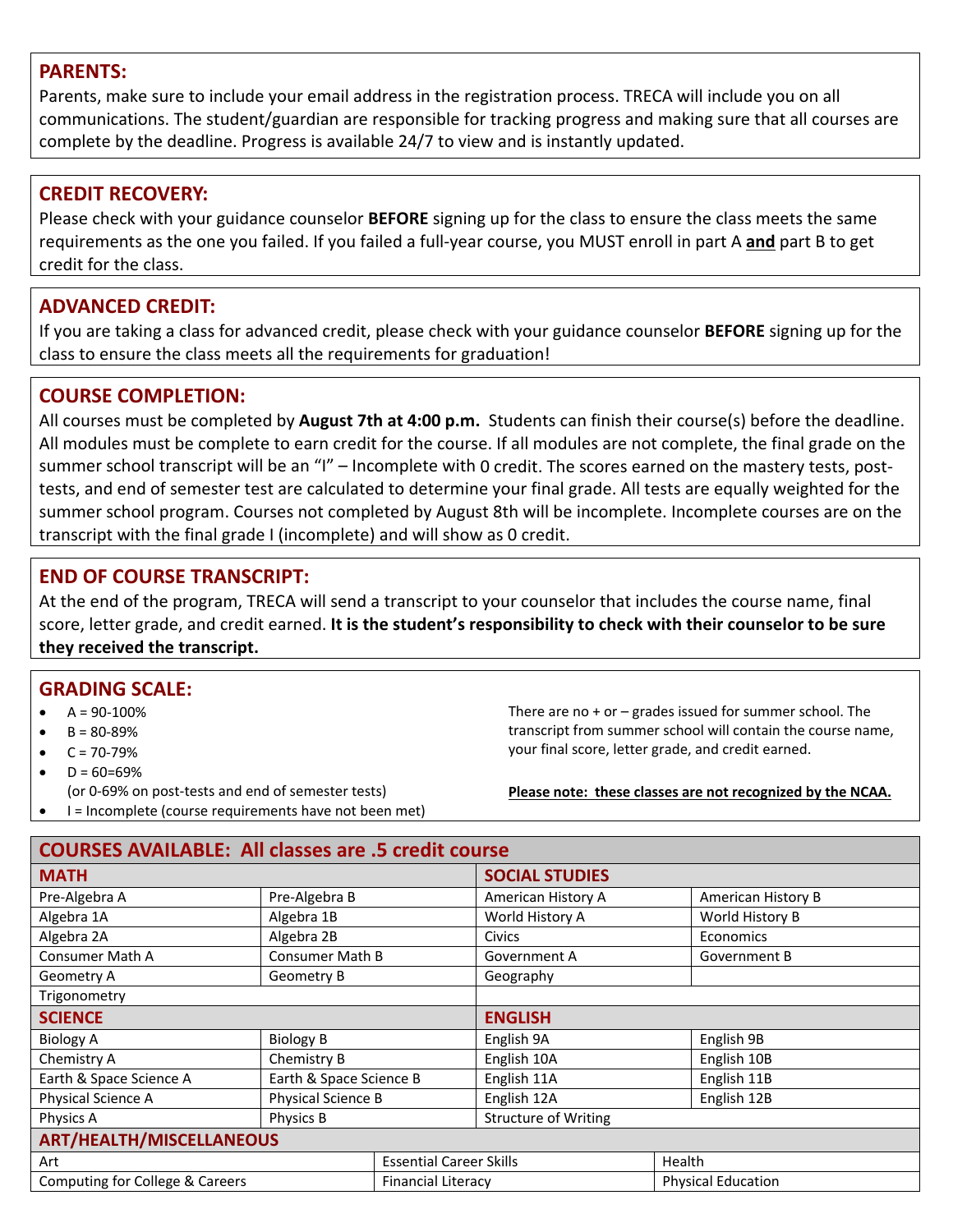## PARENTS:

Parents, make sure to include your email address in the registration process. TRECA will include you on all communications. The student/guardian are responsible for tracking progress and making sure that all courses are complete by the deadline. Progress is available 24/7 to view and is instantly updated.

## CREDIT RECOVERY:

Please check with your guidance counselor **BEFORE** signing up for the class to ensure the class meets the same requirements as the one you failed. If you failed a full-year course, you MUST enroll in part A **and** part B to get credit for the class.

## ADVANCED CREDIT:

If you are taking a class for advanced credit, please check with your guidance counselor **BEFORE** signing up for the class to ensure the class meets all the requirements for graduation!

## COURSE COMPLETION:

All courses must be completed by **August 7th at 4:00 p.m.** Students can finish their course(s) before the deadline. All modules must be complete to earn credit for the course. If all modules are not complete, the final grade on the summer school transcript will be an "I" – Incomplete with 0 credit. The scores earned on the mastery tests, post-tests, and end of semester test are calculated to determine your final grade. All tests are equally weighted for the summer school program. Courses not completed by August 8th will be incomplete. Incomplete courses are on the transcript with the final grade I (incomplete) and will show as 0 credit.

## END OF COURSE TRANSCRIPT:

At the end of the program, TRECA will send a transcript to your counselor that includes the course name, final score, letter grade, and credit earned. **It is the student's responsibility to check with their counselor to be sure they received the transcript.**

## GRADING SCALE:

- A = 90-100%
- B = 80-89%
- C = 70-79%
- D = 60=69%
  (or 0-69% on post-tests and end of semester tests)
- I = Incomplete (course requirements have not been met)

There are no + or – grades issued for summer school. The transcript from summer school will contain the course name, your final score, letter grade, and credit earned.

**Please note: these classes are not recognized by the NCAA.**

## COURSES AVAILABLE: All classes are .5 credit course

| MATH | | SOCIAL STUDIES | |
|---|---|---|---|
| Pre-Algebra A | Pre-Algebra B | American History A | American History B |
| Algebra 1A | Algebra 1B | World History A | World History B |
| Algebra 2A | Algebra 2B | Civics | Economics |
| Consumer Math A | Consumer Math B | Government A | Government B |
| Geometry A | Geometry B | Geography | |
| Trigonometry | | | |
| **SCIENCE** | | **ENGLISH** | |
| Biology A | Biology B | English 9A | English 9B |
| Chemistry A | Chemistry B | English 10A | English 10B |
| Earth & Space Science A | Earth & Space Science B | English 11A | English 11B |
| Physical Science A | Physical Science B | English 12A | English 12B |
| Physics A | Physics B | Structure of Writing | |

| ART/HEALTH/MISCELLANEOUS | | |
|---|---|---|
| Art | Essential Career Skills | Health |
| Computing for College & Careers | Financial Literacy | Physical Education |